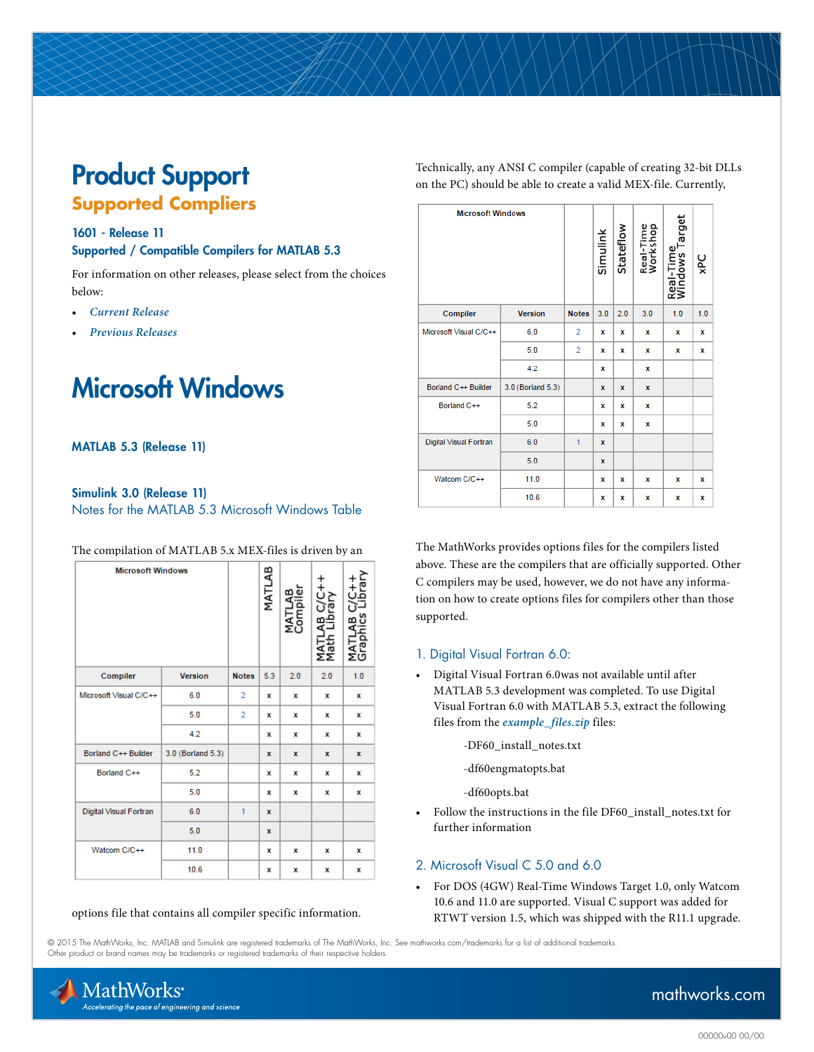# Product Support

## Supported Compilers

### 1601 - Release 11

### Supported / Compatible Compilers for MATLAB 5.3

For information on other releases, please select from the choices below:

- *Current Release*
- *Previous Releases*

# Microsoft Windows

### MATLAB 5.3 (Release 11)

### Simulink 3.0 (Release 11)

Notes for the MATLAB 5.3 Microsoft Windows Table

The compilation of MATLAB 5.x MEX-files is driven by an

| Microsoft Windows | | | MATLAB | MATLAB Compiler | MATLAB C/C++ Math Library | MATLAB C/C++ Graphics Library |
|---|---|---|---|---|---|---|
| Compiler | Version | Notes | 5.3 | 2.0 | 2.0 | 1.0 |
| Microsoft Visual C/C++ | 6.0 | 2 | x | x | x | x |
| | 5.0 | 2 | x | x | x | x |
| | 4.2 | | x | x | x | x |
| Borland C++ Builder | 3.0 (Borland 5.3) | | x | x | x | x |
| Borland C++ | 5.2 | | x | x | x | x |
| | 5.0 | | x | x | x | x |
| Digital Visual Fortran | 6.0 | 1 | x | | | |
| | 5.0 | | x | | | |
| Watcom C/C++ | 11.0 | | x | x | x | x |
| | 10.6 | | x | x | x | x |

options file that contains all compiler specific information.

Technically, any ANSI C compiler (capable of creating 32-bit DLLs on the PC) should be able to create a valid MEX-file. Currently,

| Microsoft Windows | | | Simulink | Stateflow | Real-Time Workshop | Real-Time Windows Target | xPC |
|---|---|---|---|---|---|---|---|
| Compiler | Version | Notes | 3.0 | 2.0 | 3.0 | 1.0 | 1.0 |
| Microsoft Visual C/C++ | 6.0 | 2 | x | x | x | x | x |
| | 5.0 | 2 | x | x | x | x | x |
| | 4.2 | | x | | x | | |
| Borland C++ Builder | 3.0 (Borland 5.3) | | x | x | x | | |
| Borland C++ | 5.2 | | x | x | x | | |
| | 5.0 | | x | x | x | | |
| Digital Visual Fortran | 6.0 | 1 | x | | | | |
| | 5.0 | | x | | | | |
| Watcom C/C++ | 11.0 | | x | x | x | x | x |
| | 10.6 | | x | x | x | x | x |

The MathWorks provides options files for the compilers listed above. These are the compilers that are officially supported. Other C compilers may be used, however, we do not have any information on how to create options files for compilers other than those supported.

### 1. Digital Visual Fortran 6.0:

- Digital Visual Fortran 6.0was not available until after MATLAB 5.3 development was completed. To use Digital Visual Fortran 6.0 with MATLAB 5.3, extract the following files from the ***example_files.zip*** files:

  -DF60_install_notes.txt

  -df60engmatopts.bat

  -df60opts.bat

- Follow the instructions in the file DF60_install_notes.txt for further information

### 2. Microsoft Visual C 5.0 and 6.0

- For DOS (4GW) Real-Time Windows Target 1.0, only Watcom 10.6 and 11.0 are supported. Visual C support was added for RTWT version 1.5, which was shipped with the R11.1 upgrade.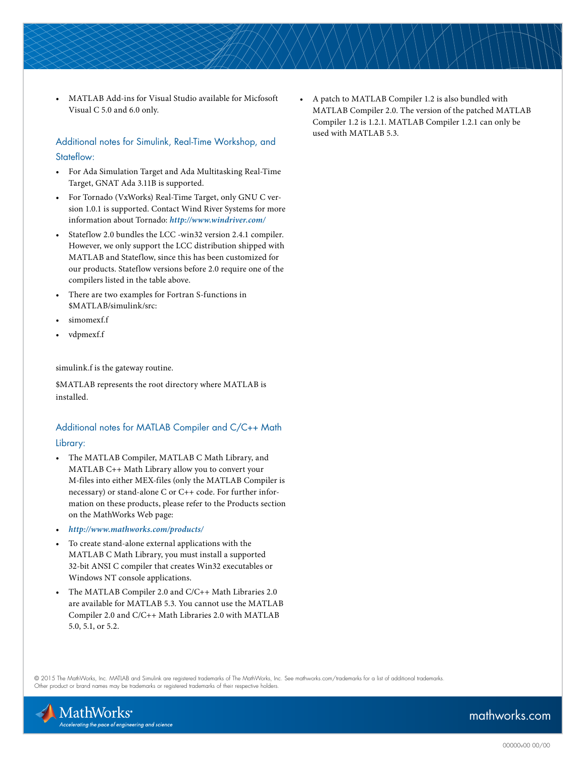- MATLAB Add-ins for Visual Studio available for Micfosoft Visual C 5.0 and 6.0 only.

### Additional notes for Simulink, Real-Time Workshop, and Stateflow:

- For Ada Simulation Target and Ada Multitasking Real-Time Target, GNAT Ada 3.11B is supported.
- For Tornado (VxWorks) Real-Time Target, only GNU C version 1.0.1 is supported. Contact Wind River Systems for more information about Tornado: ***http://www.windriver.com/***
- Stateflow 2.0 bundles the LCC -win32 version 2.4.1 compiler. However, we only support the LCC distribution shipped with MATLAB and Stateflow, since this has been customized for our products. Stateflow versions before 2.0 require one of the compilers listed in the table above.
- There are two examples for Fortran S-functions in $MATLAB/simulink/src:
- simomexf.f
- vdpmexf.f

simulink.f is the gateway routine.

$MATLAB represents the root directory where MATLAB is installed.

### Additional notes for MATLAB Compiler and C/C++ Math Library:

- The MATLAB Compiler, MATLAB C Math Library, and MATLAB C++ Math Library allow you to convert your M-files into either MEX-files (only the MATLAB Compiler is necessary) or stand-alone C or C++ code. For further information on these products, please refer to the Products section on the MathWorks Web page:
- ***http://www.mathworks.com/products/***
- To create stand-alone external applications with the MATLAB C Math Library, you must install a supported 32-bit ANSI C compiler that creates Win32 executables or Windows NT console applications.
- The MATLAB Compiler 2.0 and C/C++ Math Libraries 2.0 are available for MATLAB 5.3. You cannot use the MATLAB Compiler 2.0 and C/C++ Math Libraries 2.0 with MATLAB 5.0, 5.1, or 5.2.
- A patch to MATLAB Compiler 1.2 is also bundled with MATLAB Compiler 2.0. The version of the patched MATLAB Compiler 1.2 is 1.2.1. MATLAB Compiler 1.2.1 can only be used with MATLAB 5.3.

© 2015 The MathWorks, Inc. MATLAB and Simulink are registered trademarks of The MathWorks, Inc. See mathworks.com/trademarks for a list of additional trademarks. Other product or brand names may be trademarks or registered trademarks of their respective holders.